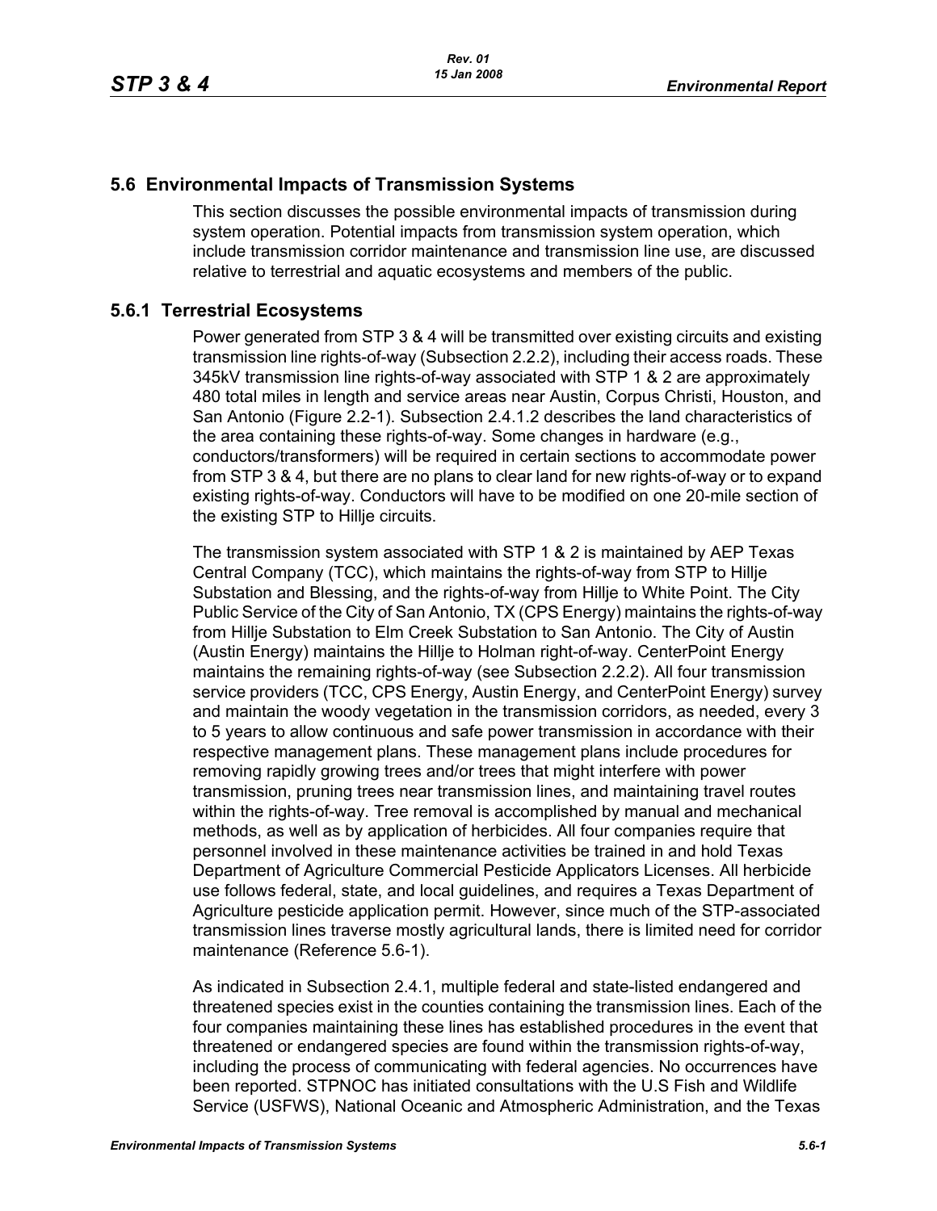## 5.6 Environmental Impacts of Transmission Systems

This section discusses the possible environmental impacts of transmission during system operation. Potential impacts from transmission system operation, which include transmission corridor maintenance and transmission line use, are discussed relative to terrestrial and aquatic ecosystems and members of the public.

### 5.6.1 Terrestrial Ecosystems

Power generated from STP 3 & 4 will be transmitted over existing circuits and existing transmission line rights-of-way (Subsection 2.2.2), including their access roads. These 345kV transmission line rights-of-way associated with STP 1 & 2 are approximately 480 total miles in length and service areas near Austin, Corpus Christi, Houston, and San Antonio (Figure 2.2-1). Subsection 2.4.1.2 describes the land characteristics of the area containing these rights-of-way. Some changes in hardware (e.g., conductors/transformers) will be required in certain sections to accommodate power from STP 3 & 4, but there are no plans to clear land for new rights-of-way or to expand existing rights-of-way. Conductors will have to be modified on one 20-mile section of the existing STP to Hillje circuits.

The transmission system associated with STP 1 & 2 is maintained by AEP Texas Central Company (TCC), which maintains the rights-of-way from STP to Hillje Substation and Blessing, and the rights-of-way from Hillje to White Point. The City Public Service of the City of San Antonio, TX (CPS Energy) maintains the rights-of-way from Hillje Substation to Elm Creek Substation to San Antonio. The City of Austin (Austin Energy) maintains the Hillje to Holman right-of-way. CenterPoint Energy maintains the remaining rights-of-way (see Subsection 2.2.2). All four transmission service providers (TCC, CPS Energy, Austin Energy, and CenterPoint Energy) survey and maintain the woody vegetation in the transmission corridors, as needed, every 3 to 5 years to allow continuous and safe power transmission in accordance with their respective management plans. These management plans include procedures for removing rapidly growing trees and/or trees that might interfere with power transmission, pruning trees near transmission lines, and maintaining travel routes within the rights-of-way. Tree removal is accomplished by manual and mechanical methods, as well as by application of herbicides. All four companies require that personnel involved in these maintenance activities be trained in and hold Texas Department of Agriculture Commercial Pesticide Applicators Licenses. All herbicide use follows federal, state, and local guidelines, and requires a Texas Department of Agriculture pesticide application permit. However, since much of the STP-associated transmission lines traverse mostly agricultural lands, there is limited need for corridor maintenance (Reference 5.6-1).

As indicated in Subsection 2.4.1, multiple federal and state-listed endangered and threatened species exist in the counties containing the transmission lines. Each of the four companies maintaining these lines has established procedures in the event that threatened or endangered species are found within the transmission rights-of-way, including the process of communicating with federal agencies. No occurrences have been reported. STPNOC has initiated consultations with the U.S Fish and Wildlife Service (USFWS), National Oceanic and Atmospheric Administration, and the Texas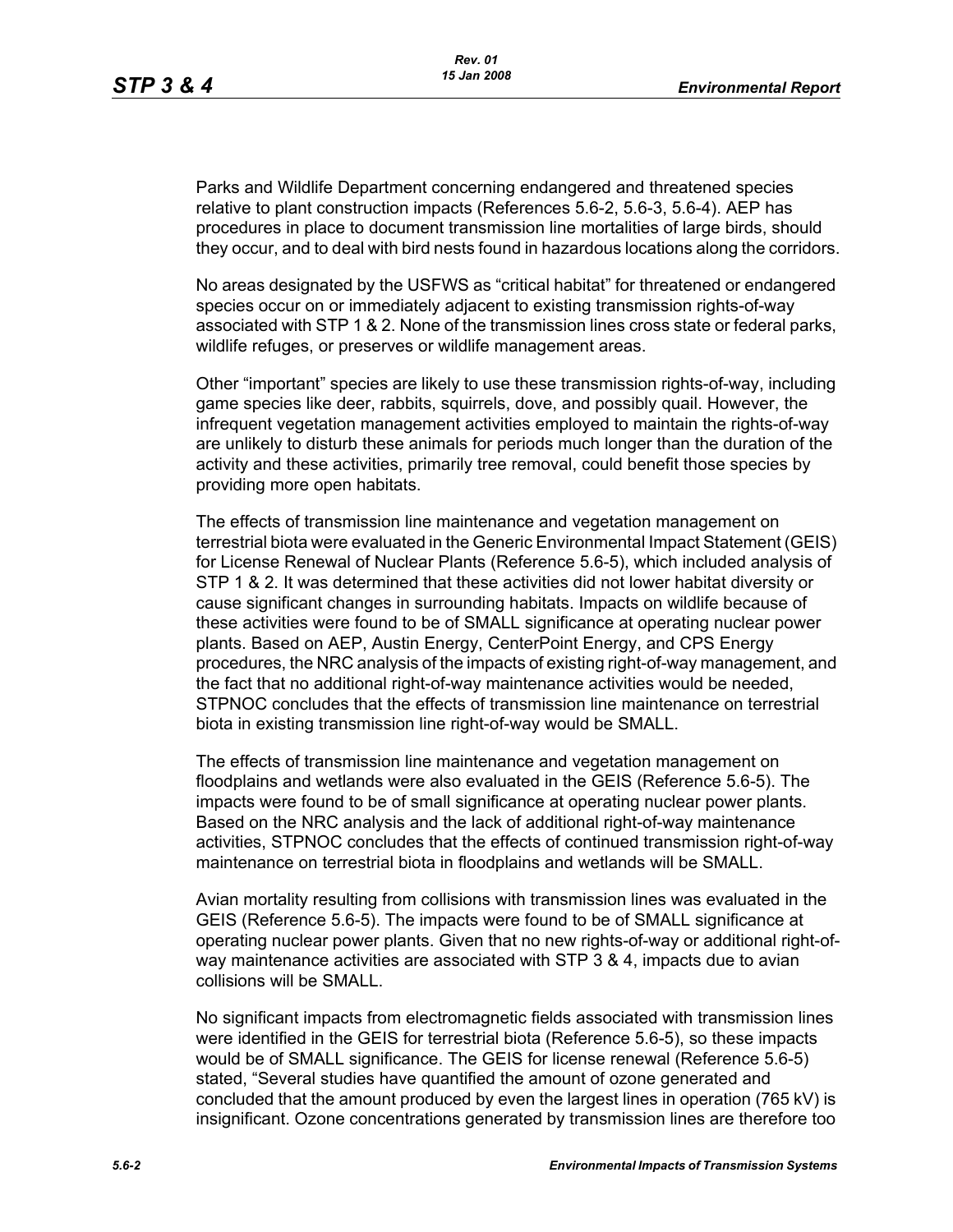Parks and Wildlife Department concerning endangered and threatened species relative to plant construction impacts (References 5.6-2, 5.6-3, 5.6-4). AEP has procedures in place to document transmission line mortalities of large birds, should they occur, and to deal with bird nests found in hazardous locations along the corridors.

No areas designated by the USFWS as "critical habitat" for threatened or endangered species occur on or immediately adjacent to existing transmission rights-of-way associated with STP 1 & 2. None of the transmission lines cross state or federal parks, wildlife refuges, or preserves or wildlife management areas.

Other "important" species are likely to use these transmission rights-of-way, including game species like deer, rabbits, squirrels, dove, and possibly quail. However, the infrequent vegetation management activities employed to maintain the rights-of-way are unlikely to disturb these animals for periods much longer than the duration of the activity and these activities, primarily tree removal, could benefit those species by providing more open habitats.

The effects of transmission line maintenance and vegetation management on terrestrial biota were evaluated in the Generic Environmental Impact Statement (GEIS) for License Renewal of Nuclear Plants (Reference 5.6-5), which included analysis of STP 1 & 2. It was determined that these activities did not lower habitat diversity or cause significant changes in surrounding habitats. Impacts on wildlife because of these activities were found to be of SMALL significance at operating nuclear power plants. Based on AEP, Austin Energy, CenterPoint Energy, and CPS Energy procedures, the NRC analysis of the impacts of existing right-of-way management, and the fact that no additional right-of-way maintenance activities would be needed, STPNOC concludes that the effects of transmission line maintenance on terrestrial biota in existing transmission line right-of-way would be SMALL.

The effects of transmission line maintenance and vegetation management on floodplains and wetlands were also evaluated in the GEIS (Reference 5.6-5). The impacts were found to be of small significance at operating nuclear power plants. Based on the NRC analysis and the lack of additional right-of-way maintenance activities, STPNOC concludes that the effects of continued transmission right-of-way maintenance on terrestrial biota in floodplains and wetlands will be SMALL.

Avian mortality resulting from collisions with transmission lines was evaluated in the GEIS (Reference 5.6-5). The impacts were found to be of SMALL significance at operating nuclear power plants. Given that no new rights-of-way or additional right-of-way maintenance activities are associated with STP 3 & 4, impacts due to avian collisions will be SMALL.

No significant impacts from electromagnetic fields associated with transmission lines were identified in the GEIS for terrestrial biota (Reference 5.6-5), so these impacts would be of SMALL significance. The GEIS for license renewal (Reference 5.6-5) stated, "Several studies have quantified the amount of ozone generated and concluded that the amount produced by even the largest lines in operation (765 kV) is insignificant. Ozone concentrations generated by transmission lines are therefore too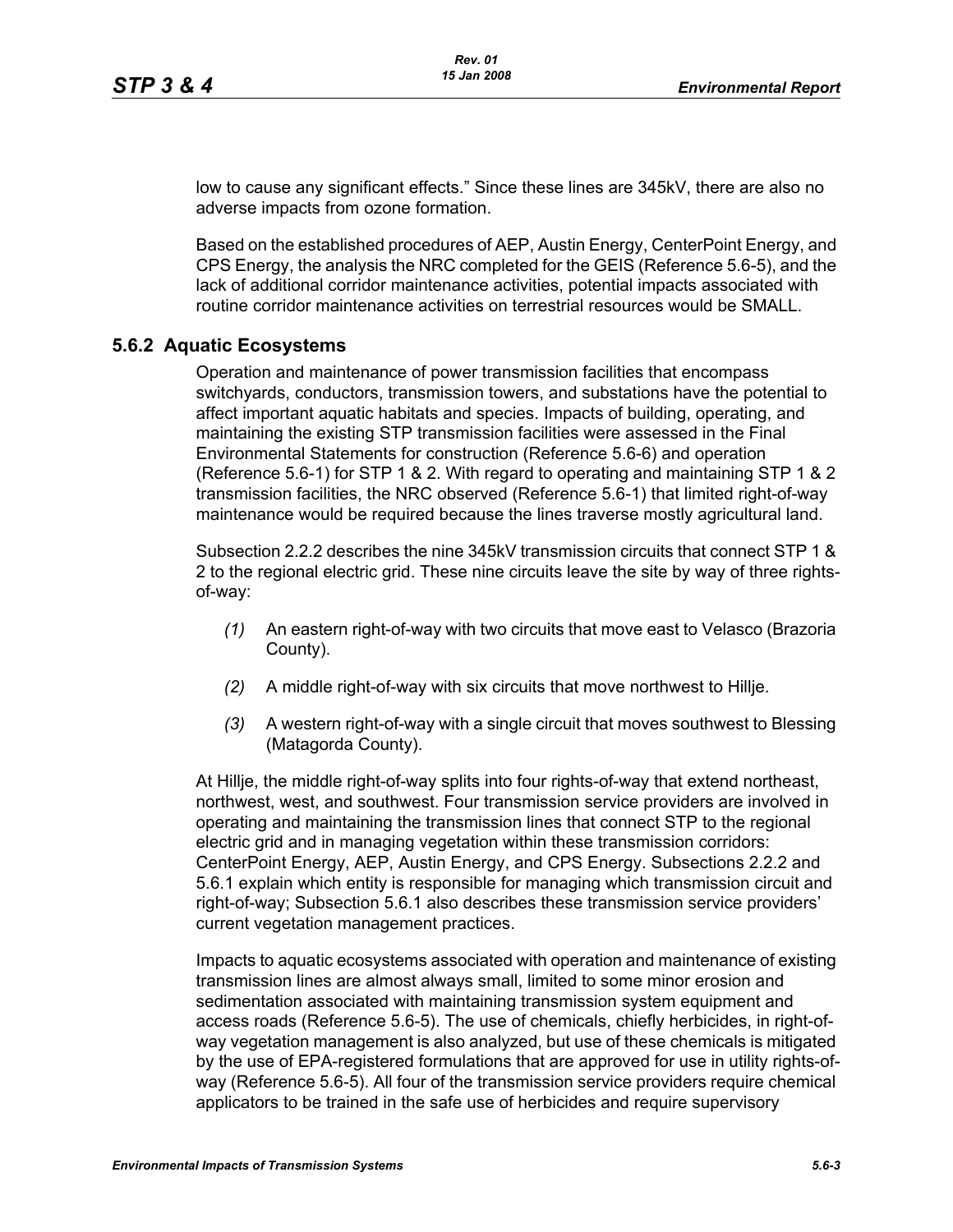low to cause any significant effects." Since these lines are 345kV, there are also no adverse impacts from ozone formation.

Based on the established procedures of AEP, Austin Energy, CenterPoint Energy, and CPS Energy, the analysis the NRC completed for the GEIS (Reference 5.6-5), and the lack of additional corridor maintenance activities, potential impacts associated with routine corridor maintenance activities on terrestrial resources would be SMALL.

## 5.6.2 Aquatic Ecosystems

Operation and maintenance of power transmission facilities that encompass switchyards, conductors, transmission towers, and substations have the potential to affect important aquatic habitats and species. Impacts of building, operating, and maintaining the existing STP transmission facilities were assessed in the Final Environmental Statements for construction (Reference 5.6-6) and operation (Reference 5.6-1) for STP 1 & 2. With regard to operating and maintaining STP 1 & 2 transmission facilities, the NRC observed (Reference 5.6-1) that limited right-of-way maintenance would be required because the lines traverse mostly agricultural land.

Subsection 2.2.2 describes the nine 345kV transmission circuits that connect STP 1 & 2 to the regional electric grid. These nine circuits leave the site by way of three rights-of-way:

*(1)* An eastern right-of-way with two circuits that move east to Velasco (Brazoria County).

*(2)* A middle right-of-way with six circuits that move northwest to Hillje.

*(3)* A western right-of-way with a single circuit that moves southwest to Blessing (Matagorda County).

At Hillje, the middle right-of-way splits into four rights-of-way that extend northeast, northwest, west, and southwest. Four transmission service providers are involved in operating and maintaining the transmission lines that connect STP to the regional electric grid and in managing vegetation within these transmission corridors: CenterPoint Energy, AEP, Austin Energy, and CPS Energy. Subsections 2.2.2 and 5.6.1 explain which entity is responsible for managing which transmission circuit and right-of-way; Subsection 5.6.1 also describes these transmission service providers' current vegetation management practices.

Impacts to aquatic ecosystems associated with operation and maintenance of existing transmission lines are almost always small, limited to some minor erosion and sedimentation associated with maintaining transmission system equipment and access roads (Reference 5.6-5). The use of chemicals, chiefly herbicides, in right-of-way vegetation management is also analyzed, but use of these chemicals is mitigated by the use of EPA-registered formulations that are approved for use in utility rights-of-way (Reference 5.6-5). All four of the transmission service providers require chemical applicators to be trained in the safe use of herbicides and require supervisory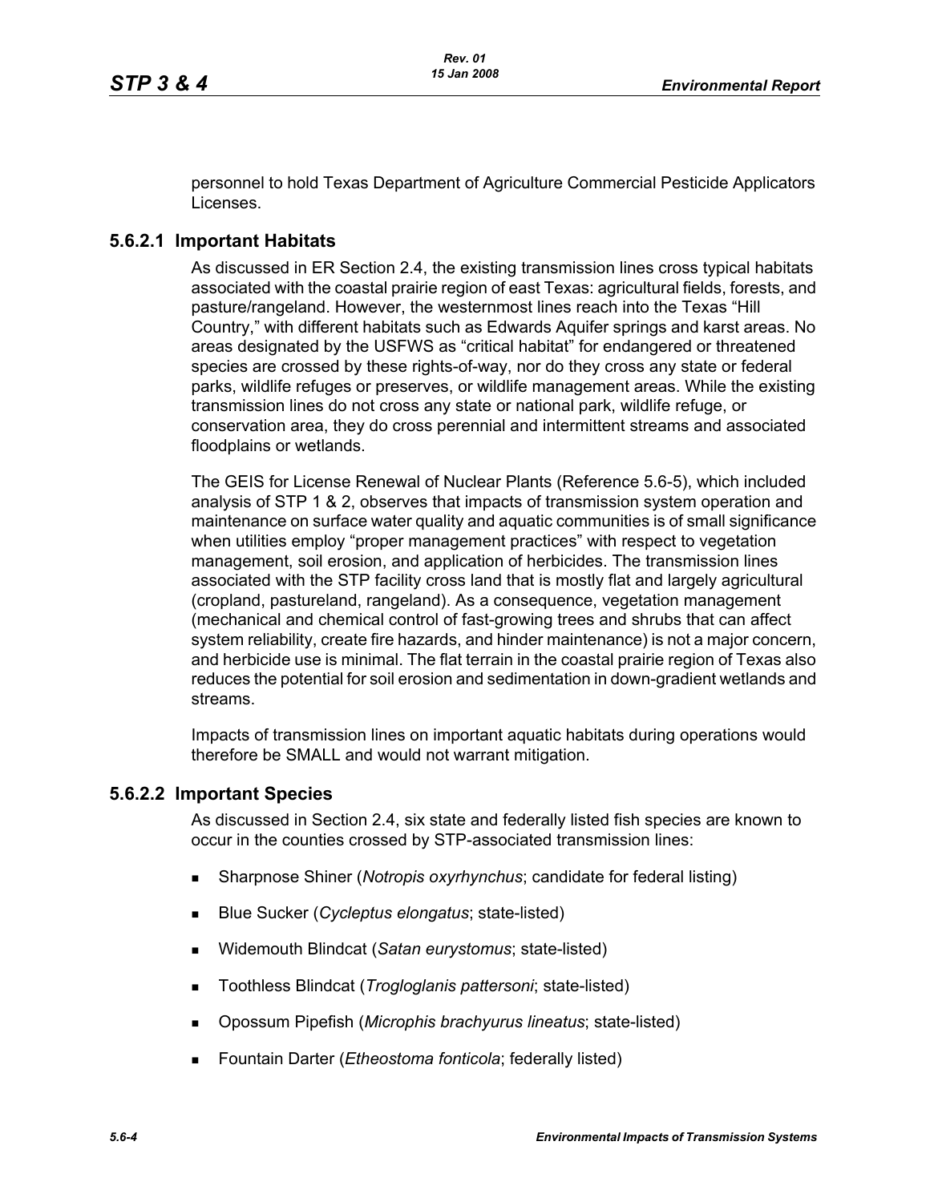personnel to hold Texas Department of Agriculture Commercial Pesticide Applicators Licenses.

### 5.6.2.1 Important Habitats

As discussed in ER Section 2.4, the existing transmission lines cross typical habitats associated with the coastal prairie region of east Texas: agricultural fields, forests, and pasture/rangeland. However, the westernmost lines reach into the Texas "Hill Country," with different habitats such as Edwards Aquifer springs and karst areas. No areas designated by the USFWS as "critical habitat" for endangered or threatened species are crossed by these rights-of-way, nor do they cross any state or federal parks, wildlife refuges or preserves, or wildlife management areas. While the existing transmission lines do not cross any state or national park, wildlife refuge, or conservation area, they do cross perennial and intermittent streams and associated floodplains or wetlands.

The GEIS for License Renewal of Nuclear Plants (Reference 5.6-5), which included analysis of STP 1 & 2, observes that impacts of transmission system operation and maintenance on surface water quality and aquatic communities is of small significance when utilities employ "proper management practices" with respect to vegetation management, soil erosion, and application of herbicides. The transmission lines associated with the STP facility cross land that is mostly flat and largely agricultural (cropland, pastureland, rangeland). As a consequence, vegetation management (mechanical and chemical control of fast-growing trees and shrubs that can affect system reliability, create fire hazards, and hinder maintenance) is not a major concern, and herbicide use is minimal. The flat terrain in the coastal prairie region of Texas also reduces the potential for soil erosion and sedimentation in down-gradient wetlands and streams.

Impacts of transmission lines on important aquatic habitats during operations would therefore be SMALL and would not warrant mitigation.

### 5.6.2.2 Important Species

As discussed in Section 2.4, six state and federally listed fish species are known to occur in the counties crossed by STP-associated transmission lines:

- Sharpnose Shiner (*Notropis oxyrhynchus*; candidate for federal listing)
- Blue Sucker (*Cycleptus elongatus*; state-listed)
- Widemouth Blindcat (*Satan eurystomus*; state-listed)
- Toothless Blindcat (*Trogloglanis pattersoni*; state-listed)
- Opossum Pipefish (*Microphis brachyurus lineatus*; state-listed)
- Fountain Darter (*Etheostoma fonticola*; federally listed)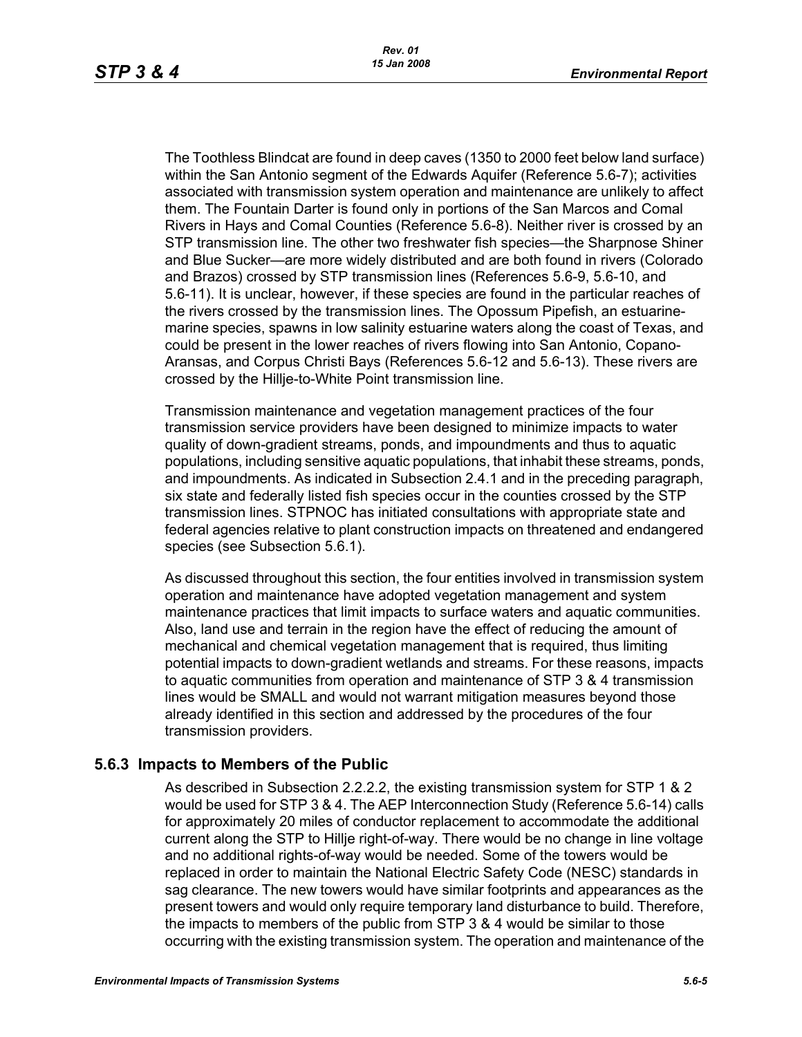The Toothless Blindcat are found in deep caves (1350 to 2000 feet below land surface) within the San Antonio segment of the Edwards Aquifer (Reference 5.6-7); activities associated with transmission system operation and maintenance are unlikely to affect them. The Fountain Darter is found only in portions of the San Marcos and Comal Rivers in Hays and Comal Counties (Reference 5.6-8). Neither river is crossed by an STP transmission line. The other two freshwater fish species—the Sharpnose Shiner and Blue Sucker—are more widely distributed and are both found in rivers (Colorado and Brazos) crossed by STP transmission lines (References 5.6-9, 5.6-10, and 5.6-11). It is unclear, however, if these species are found in the particular reaches of the rivers crossed by the transmission lines. The Opossum Pipefish, an estuarine-marine species, spawns in low salinity estuarine waters along the coast of Texas, and could be present in the lower reaches of rivers flowing into San Antonio, Copano-Aransas, and Corpus Christi Bays (References 5.6-12 and 5.6-13). These rivers are crossed by the Hillje-to-White Point transmission line.

Transmission maintenance and vegetation management practices of the four transmission service providers have been designed to minimize impacts to water quality of down-gradient streams, ponds, and impoundments and thus to aquatic populations, including sensitive aquatic populations, that inhabit these streams, ponds, and impoundments. As indicated in Subsection 2.4.1 and in the preceding paragraph, six state and federally listed fish species occur in the counties crossed by the STP transmission lines. STPNOC has initiated consultations with appropriate state and federal agencies relative to plant construction impacts on threatened and endangered species (see Subsection 5.6.1).

As discussed throughout this section, the four entities involved in transmission system operation and maintenance have adopted vegetation management and system maintenance practices that limit impacts to surface waters and aquatic communities. Also, land use and terrain in the region have the effect of reducing the amount of mechanical and chemical vegetation management that is required, thus limiting potential impacts to down-gradient wetlands and streams. For these reasons, impacts to aquatic communities from operation and maintenance of STP 3 & 4 transmission lines would be SMALL and would not warrant mitigation measures beyond those already identified in this section and addressed by the procedures of the four transmission providers.

### 5.6.3 Impacts to Members of the Public

As described in Subsection 2.2.2.2, the existing transmission system for STP 1 & 2 would be used for STP 3 & 4. The AEP Interconnection Study (Reference 5.6-14) calls for approximately 20 miles of conductor replacement to accommodate the additional current along the STP to Hillje right-of-way. There would be no change in line voltage and no additional rights-of-way would be needed. Some of the towers would be replaced in order to maintain the National Electric Safety Code (NESC) standards in sag clearance. The new towers would have similar footprints and appearances as the present towers and would only require temporary land disturbance to build. Therefore, the impacts to members of the public from STP 3 & 4 would be similar to those occurring with the existing transmission system. The operation and maintenance of the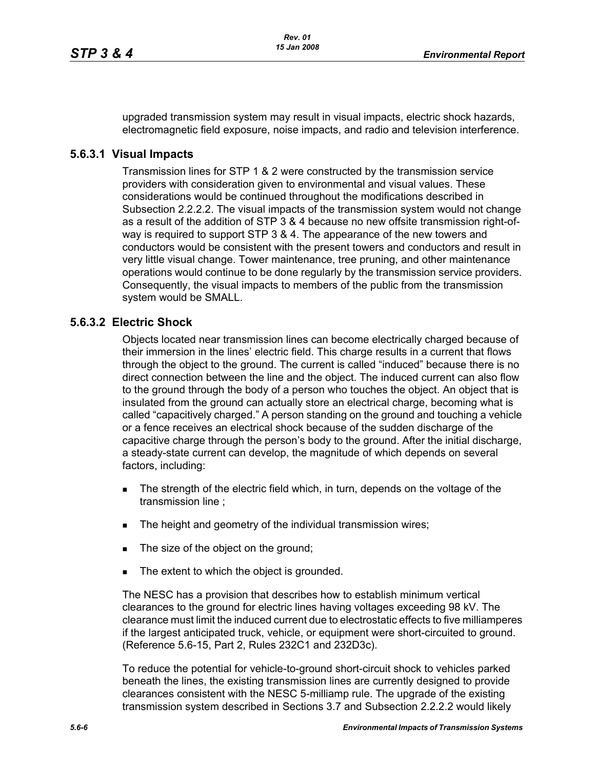upgraded transmission system may result in visual impacts, electric shock hazards, electromagnetic field exposure, noise impacts, and radio and television interference.

### 5.6.3.1 Visual Impacts

Transmission lines for STP 1 & 2 were constructed by the transmission service providers with consideration given to environmental and visual values. These considerations would be continued throughout the modifications described in Subsection 2.2.2.2. The visual impacts of the transmission system would not change as a result of the addition of STP 3 & 4 because no new offsite transmission right-of-way is required to support STP 3 & 4. The appearance of the new towers and conductors would be consistent with the present towers and conductors and result in very little visual change. Tower maintenance, tree pruning, and other maintenance operations would continue to be done regularly by the transmission service providers. Consequently, the visual impacts to members of the public from the transmission system would be SMALL.

### 5.6.3.2 Electric Shock

Objects located near transmission lines can become electrically charged because of their immersion in the lines' electric field. This charge results in a current that flows through the object to the ground. The current is called "induced" because there is no direct connection between the line and the object. The induced current can also flow to the ground through the body of a person who touches the object. An object that is insulated from the ground can actually store an electrical charge, becoming what is called "capacitively charged." A person standing on the ground and touching a vehicle or a fence receives an electrical shock because of the sudden discharge of the capacitive charge through the person's body to the ground. After the initial discharge, a steady-state current can develop, the magnitude of which depends on several factors, including:

- The strength of the electric field which, in turn, depends on the voltage of the transmission line ;
- The height and geometry of the individual transmission wires;
- The size of the object on the ground;
- The extent to which the object is grounded.

The NESC has a provision that describes how to establish minimum vertical clearances to the ground for electric lines having voltages exceeding 98 kV. The clearance must limit the induced current due to electrostatic effects to five milliamperes if the largest anticipated truck, vehicle, or equipment were short-circuited to ground. (Reference 5.6-15, Part 2, Rules 232C1 and 232D3c).

To reduce the potential for vehicle-to-ground short-circuit shock to vehicles parked beneath the lines, the existing transmission lines are currently designed to provide clearances consistent with the NESC 5-milliamp rule. The upgrade of the existing transmission system described in Sections 3.7 and Subsection 2.2.2.2 would likely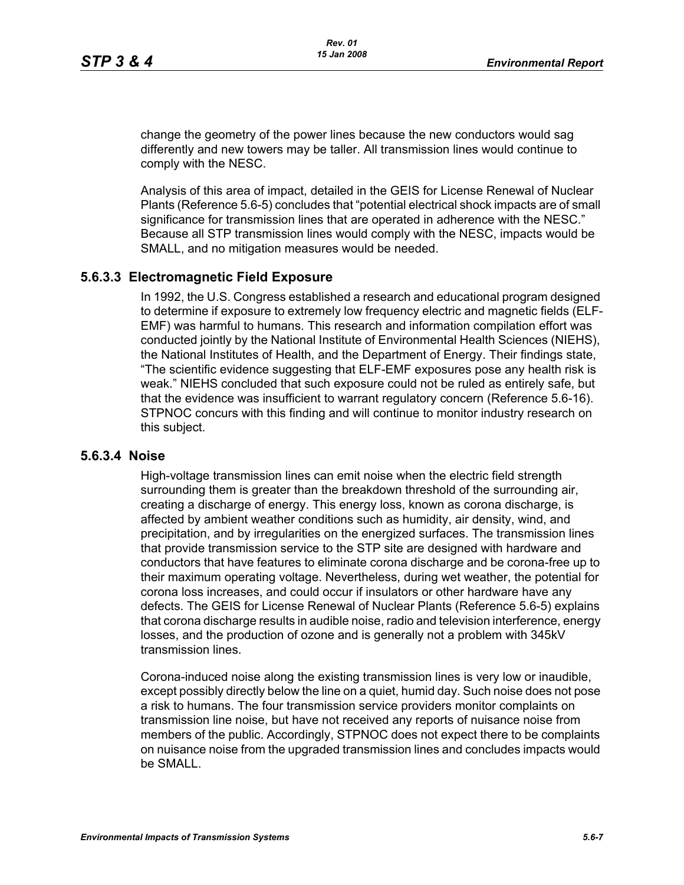change the geometry of the power lines because the new conductors would sag differently and new towers may be taller. All transmission lines would continue to comply with the NESC.

Analysis of this area of impact, detailed in the GEIS for License Renewal of Nuclear Plants (Reference 5.6-5) concludes that "potential electrical shock impacts are of small significance for transmission lines that are operated in adherence with the NESC." Because all STP transmission lines would comply with the NESC, impacts would be SMALL, and no mitigation measures would be needed.

### 5.6.3.3 Electromagnetic Field Exposure

In 1992, the U.S. Congress established a research and educational program designed to determine if exposure to extremely low frequency electric and magnetic fields (ELF-EMF) was harmful to humans. This research and information compilation effort was conducted jointly by the National Institute of Environmental Health Sciences (NIEHS), the National Institutes of Health, and the Department of Energy. Their findings state, "The scientific evidence suggesting that ELF-EMF exposures pose any health risk is weak." NIEHS concluded that such exposure could not be ruled as entirely safe, but that the evidence was insufficient to warrant regulatory concern (Reference 5.6-16). STPNOC concurs with this finding and will continue to monitor industry research on this subject.

### 5.6.3.4 Noise

High-voltage transmission lines can emit noise when the electric field strength surrounding them is greater than the breakdown threshold of the surrounding air, creating a discharge of energy. This energy loss, known as corona discharge, is affected by ambient weather conditions such as humidity, air density, wind, and precipitation, and by irregularities on the energized surfaces. The transmission lines that provide transmission service to the STP site are designed with hardware and conductors that have features to eliminate corona discharge and be corona-free up to their maximum operating voltage. Nevertheless, during wet weather, the potential for corona loss increases, and could occur if insulators or other hardware have any defects. The GEIS for License Renewal of Nuclear Plants (Reference 5.6-5) explains that corona discharge results in audible noise, radio and television interference, energy losses, and the production of ozone and is generally not a problem with 345kV transmission lines.

Corona-induced noise along the existing transmission lines is very low or inaudible, except possibly directly below the line on a quiet, humid day. Such noise does not pose a risk to humans. The four transmission service providers monitor complaints on transmission line noise, but have not received any reports of nuisance noise from members of the public. Accordingly, STPNOC does not expect there to be complaints on nuisance noise from the upgraded transmission lines and concludes impacts would be SMALL.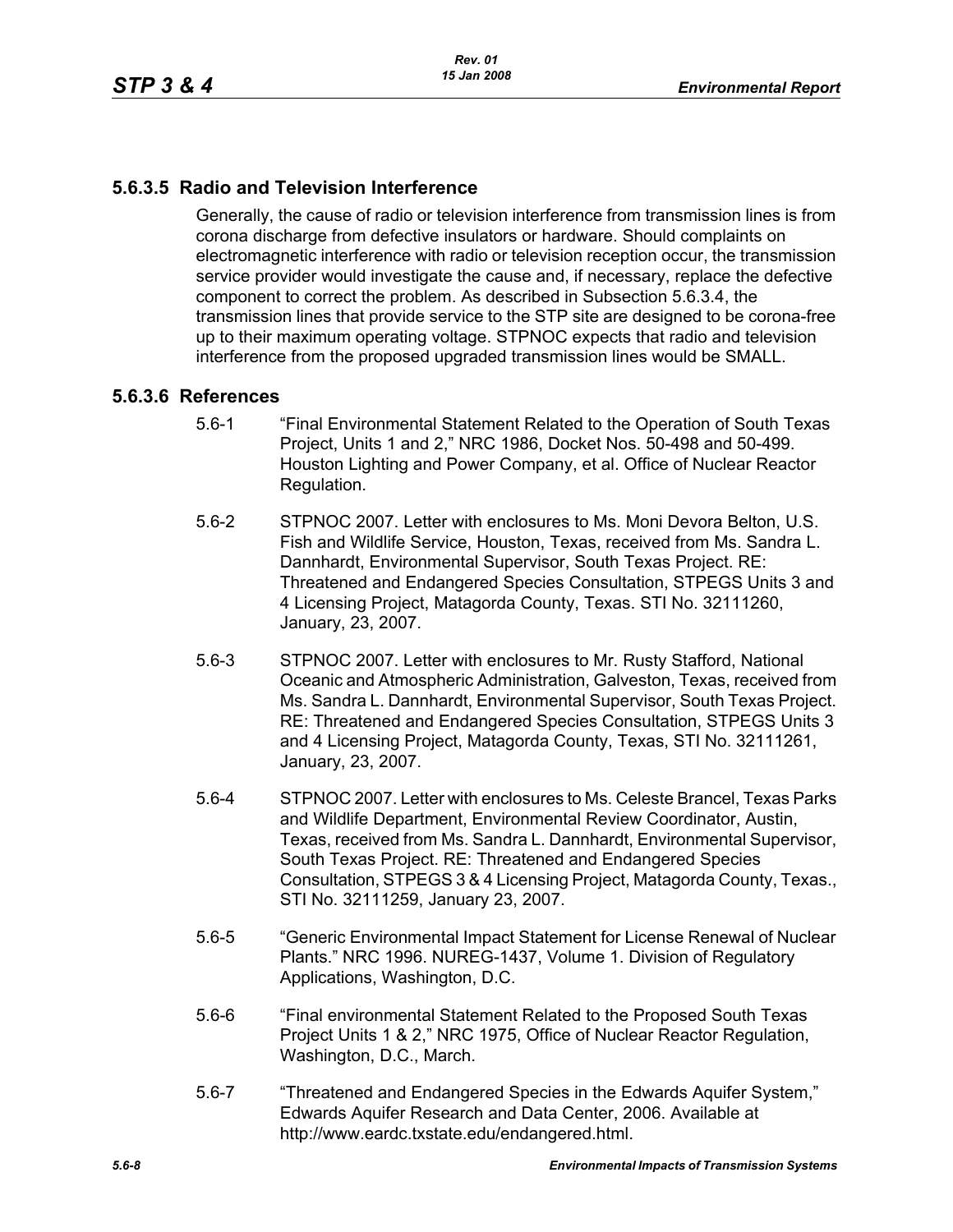### 5.6.3.5 Radio and Television Interference

Generally, the cause of radio or television interference from transmission lines is from corona discharge from defective insulators or hardware. Should complaints on electromagnetic interference with radio or television reception occur, the transmission service provider would investigate the cause and, if necessary, replace the defective component to correct the problem. As described in Subsection 5.6.3.4, the transmission lines that provide service to the STP site are designed to be corona-free up to their maximum operating voltage. STPNOC expects that radio and television interference from the proposed upgraded transmission lines would be SMALL.

### 5.6.3.6 References

5.6-1 "Final Environmental Statement Related to the Operation of South Texas Project, Units 1 and 2," NRC 1986, Docket Nos. 50-498 and 50-499. Houston Lighting and Power Company, et al. Office of Nuclear Reactor Regulation.

5.6-2 STPNOC 2007. Letter with enclosures to Ms. Moni Devora Belton, U.S. Fish and Wildlife Service, Houston, Texas, received from Ms. Sandra L. Dannhardt, Environmental Supervisor, South Texas Project. RE: Threatened and Endangered Species Consultation, STPEGS Units 3 and 4 Licensing Project, Matagorda County, Texas. STI No. 32111260, January, 23, 2007.

5.6-3 STPNOC 2007. Letter with enclosures to Mr. Rusty Stafford, National Oceanic and Atmospheric Administration, Galveston, Texas, received from Ms. Sandra L. Dannhardt, Environmental Supervisor, South Texas Project. RE: Threatened and Endangered Species Consultation, STPEGS Units 3 and 4 Licensing Project, Matagorda County, Texas, STI No. 32111261, January, 23, 2007.

5.6-4 STPNOC 2007. Letter with enclosures to Ms. Celeste Brancel, Texas Parks and Wildlife Department, Environmental Review Coordinator, Austin, Texas, received from Ms. Sandra L. Dannhardt, Environmental Supervisor, South Texas Project. RE: Threatened and Endangered Species Consultation, STPEGS 3 & 4 Licensing Project, Matagorda County, Texas., STI No. 32111259, January 23, 2007.

5.6-5 "Generic Environmental Impact Statement for License Renewal of Nuclear Plants." NRC 1996. NUREG-1437, Volume 1. Division of Regulatory Applications, Washington, D.C.

5.6-6 "Final environmental Statement Related to the Proposed South Texas Project Units 1 & 2," NRC 1975, Office of Nuclear Reactor Regulation, Washington, D.C., March.

5.6-7 "Threatened and Endangered Species in the Edwards Aquifer System," Edwards Aquifer Research and Data Center, 2006. Available at http://www.eardc.txstate.edu/endangered.html.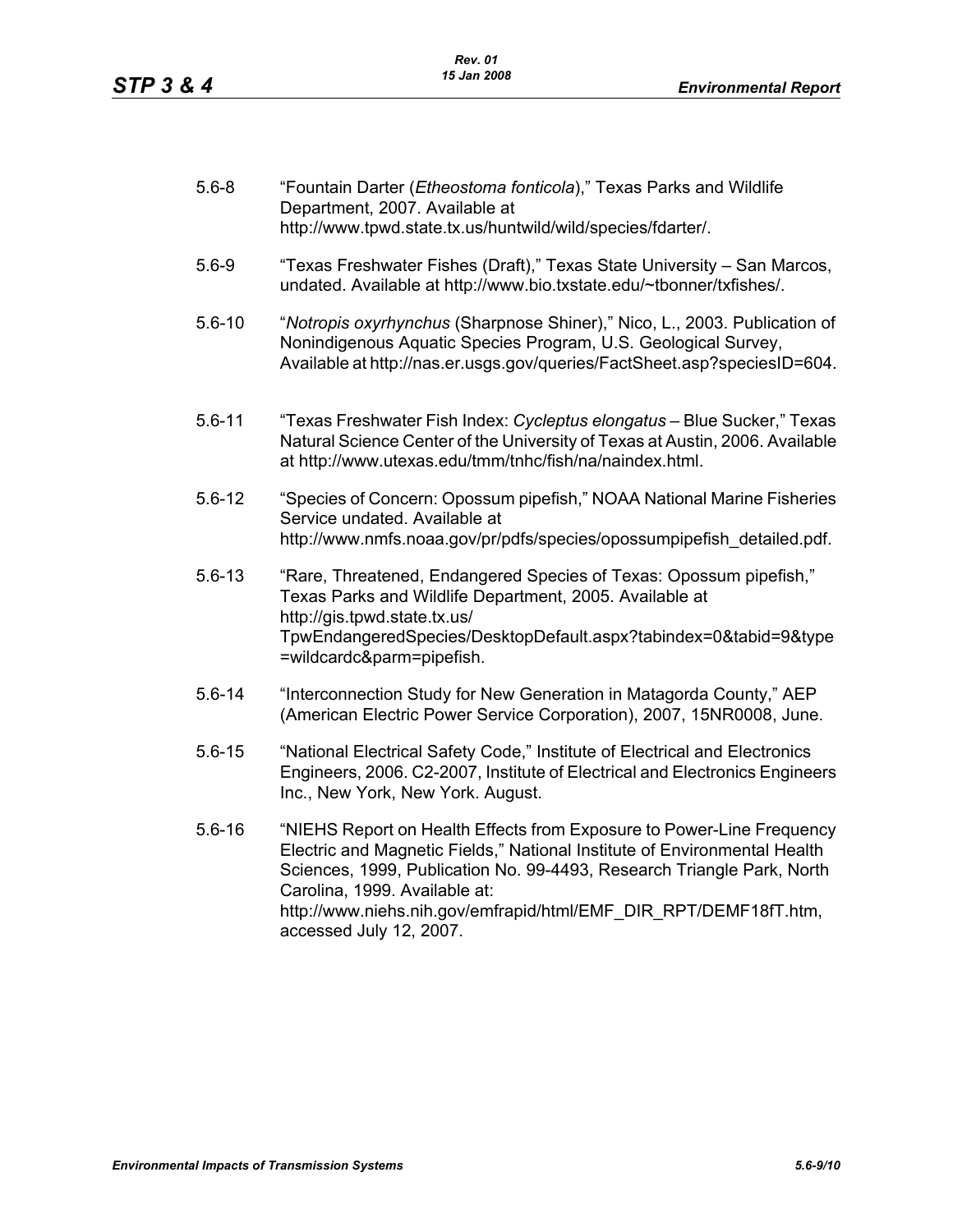5.6-8 “Fountain Darter (*Etheostoma fonticola*),” Texas Parks and Wildlife Department, 2007. Available at http://www.tpwd.state.tx.us/huntwild/wild/species/fdarter/.

5.6-9 “Texas Freshwater Fishes (Draft),” Texas State University – San Marcos, undated. Available at http://www.bio.txstate.edu/~tbonner/txfishes/.

5.6-10 “*Notropis oxyrhynchus* (Sharpnose Shiner),” Nico, L., 2003. Publication of Nonindigenous Aquatic Species Program, U.S. Geological Survey, Available at http://nas.er.usgs.gov/queries/FactSheet.asp?speciesID=604.

5.6-11 “Texas Freshwater Fish Index: *Cycleptus elongatus* – Blue Sucker,” Texas Natural Science Center of the University of Texas at Austin, 2006. Available at http://www.utexas.edu/tmm/tnhc/fish/na/naindex.html.

5.6-12 “Species of Concern: Opossum pipefish,” NOAA National Marine Fisheries Service undated. Available at http://www.nmfs.noaa.gov/pr/pdfs/species/opossumpipefish_detailed.pdf.

5.6-13 “Rare, Threatened, Endangered Species of Texas: Opossum pipefish,” Texas Parks and Wildlife Department, 2005. Available at http://gis.tpwd.state.tx.us/TpwEndangeredSpecies/DesktopDefault.aspx?tabindex=0&tabid=9&type=wildcardc&parm=pipefish.

5.6-14 “Interconnection Study for New Generation in Matagorda County,” AEP (American Electric Power Service Corporation), 2007, 15NR0008, June.

5.6-15 “National Electrical Safety Code,” Institute of Electrical and Electronics Engineers, 2006. C2-2007, Institute of Electrical and Electronics Engineers Inc., New York, New York. August.

5.6-16 “NIEHS Report on Health Effects from Exposure to Power-Line Frequency Electric and Magnetic Fields,” National Institute of Environmental Health Sciences, 1999, Publication No. 99-4493, Research Triangle Park, North Carolina, 1999. Available at: http://www.niehs.nih.gov/emfrapid/html/EMF_DIR_RPT/DEMF18fT.htm, accessed July 12, 2007.